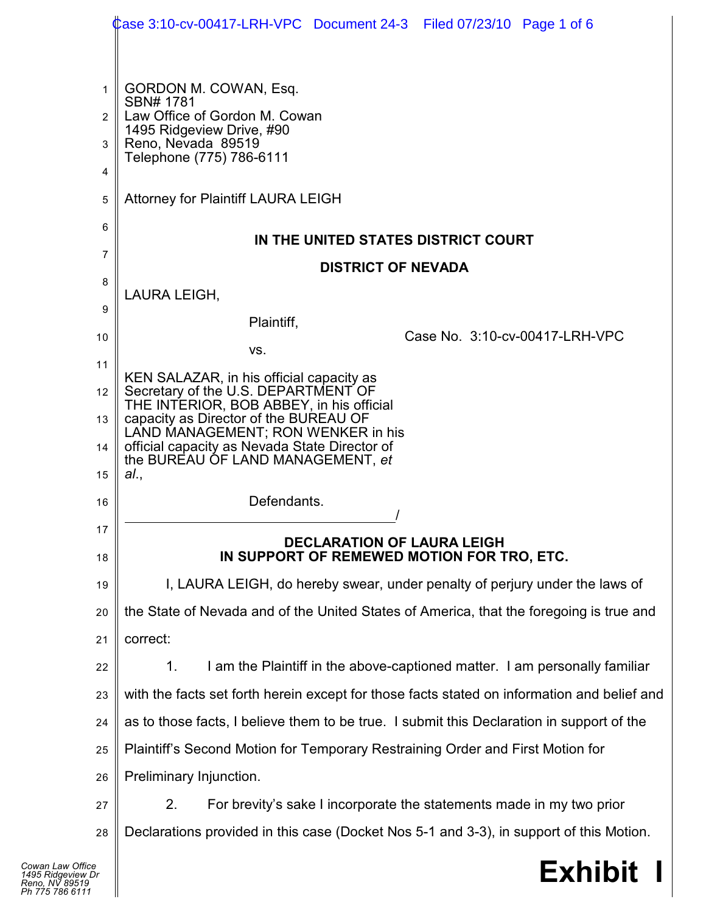GORDON M. COWAN, Esq.
SBN# 1781
Law Office of Gordon M. Cowan
1495 Ridgeview Drive, #90
Reno, Nevada 89519
Telephone (775) 786-6111

Attorney for Plaintiff LAURA LEIGH

**IN THE UNITED STATES DISTRICT COURT**

**DISTRICT OF NEVADA**

LAURA LEIGH,

Plaintiff,

vs.

KEN SALAZAR, in his official capacity as Secretary of the U.S. DEPARTMENT OF THE INTERIOR, BOB ABBEY, in his official capacity as Director of the BUREAU OF LAND MANAGEMENT; RON WENKER in his official capacity as Nevada State Director of the BUREAU OF LAND MANAGEMENT, *et al.*,

Defendants.
_____________________________________/

Case No. 3:10-cv-00417-LRH-VPC

**DECLARATION OF LAURA LEIGH IN SUPPORT OF REMEWED MOTION FOR TRO, ETC.**

I, LAURA LEIGH, do hereby swear, under penalty of perjury under the laws of the State of Nevada and of the United States of America, that the foregoing is true and correct:

1. I am the Plaintiff in the above-captioned matter. I am personally familiar with the facts set forth herein except for those facts stated on information and belief and as to those facts, I believe them to be true. I submit this Declaration in support of the Plaintiff's Second Motion for Temporary Restraining Order and First Motion for Preliminary Injunction.

2. For brevity's sake I incorporate the statements made in my two prior Declarations provided in this case (Docket Nos 5-1 and 3-3), in support of this Motion.

**Exhibit I**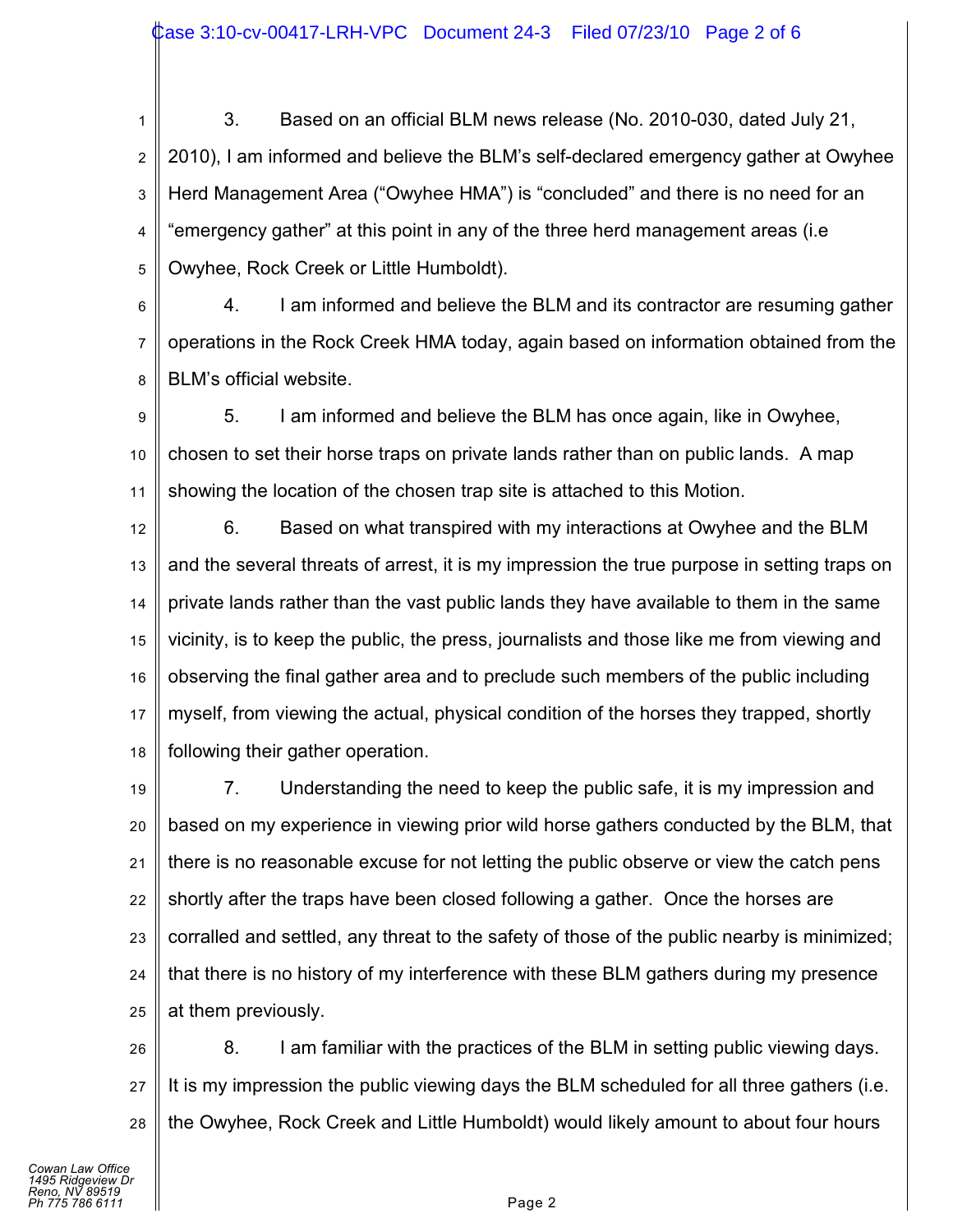3. Based on an official BLM news release (No. 2010-030, dated July 21, 2010), I am informed and believe the BLM's self-declared emergency gather at Owyhee Herd Management Area ("Owyhee HMA") is "concluded" and there is no need for an "emergency gather" at this point in any of the three herd management areas (i.e Owyhee, Rock Creek or Little Humboldt).

4. I am informed and believe the BLM and its contractor are resuming gather operations in the Rock Creek HMA today, again based on information obtained from the BLM's official website.

5. I am informed and believe the BLM has once again, like in Owyhee, chosen to set their horse traps on private lands rather than on public lands. A map showing the location of the chosen trap site is attached to this Motion.

6. Based on what transpired with my interactions at Owyhee and the BLM and the several threats of arrest, it is my impression the true purpose in setting traps on private lands rather than the vast public lands they have available to them in the same vicinity, is to keep the public, the press, journalists and those like me from viewing and observing the final gather area and to preclude such members of the public including myself, from viewing the actual, physical condition of the horses they trapped, shortly following their gather operation.

7. Understanding the need to keep the public safe, it is my impression and based on my experience in viewing prior wild horse gathers conducted by the BLM, that there is no reasonable excuse for not letting the public observe or view the catch pens shortly after the traps have been closed following a gather. Once the horses are corralled and settled, any threat to the safety of those of the public nearby is minimized; that there is no history of my interference with these BLM gathers during my presence at them previously.

8. I am familiar with the practices of the BLM in setting public viewing days. It is my impression the public viewing days the BLM scheduled for all three gathers (i.e. the Owyhee, Rock Creek and Little Humboldt) would likely amount to about four hours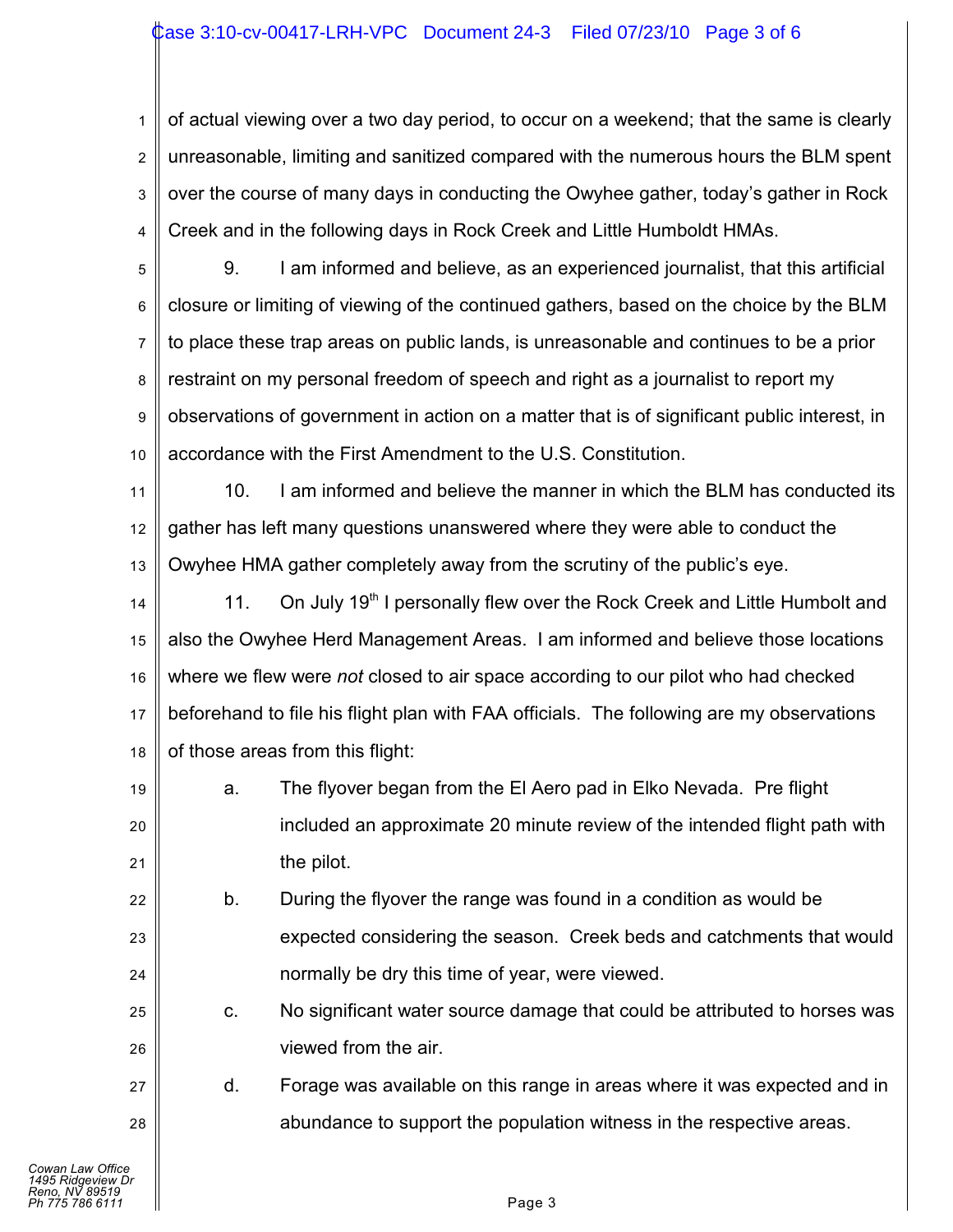of actual viewing over a two day period, to occur on a weekend; that the same is clearly unreasonable, limiting and sanitized compared with the numerous hours the BLM spent over the course of many days in conducting the Owyhee gather, today's gather in Rock Creek and in the following days in Rock Creek and Little Humboldt HMAs.

9. I am informed and believe, as an experienced journalist, that this artificial closure or limiting of viewing of the continued gathers, based on the choice by the BLM to place these trap areas on public lands, is unreasonable and continues to be a prior restraint on my personal freedom of speech and right as a journalist to report my observations of government in action on a matter that is of significant public interest, in accordance with the First Amendment to the U.S. Constitution.

10. I am informed and believe the manner in which the BLM has conducted its gather has left many questions unanswered where they were able to conduct the Owyhee HMA gather completely away from the scrutiny of the public's eye.

11. On July 19th I personally flew over the Rock Creek and Little Humbolt and also the Owyhee Herd Management Areas. I am informed and believe those locations where we flew were *not* closed to air space according to our pilot who had checked beforehand to file his flight plan with FAA officials. The following are my observations of those areas from this flight:

a. The flyover began from the El Aero pad in Elko Nevada. Pre flight included an approximate 20 minute review of the intended flight path with the pilot.

b. During the flyover the range was found in a condition as would be expected considering the season. Creek beds and catchments that would normally be dry this time of year, were viewed.

c. No significant water source damage that could be attributed to horses was viewed from the air.

d. Forage was available on this range in areas where it was expected and in abundance to support the population witness in the respective areas.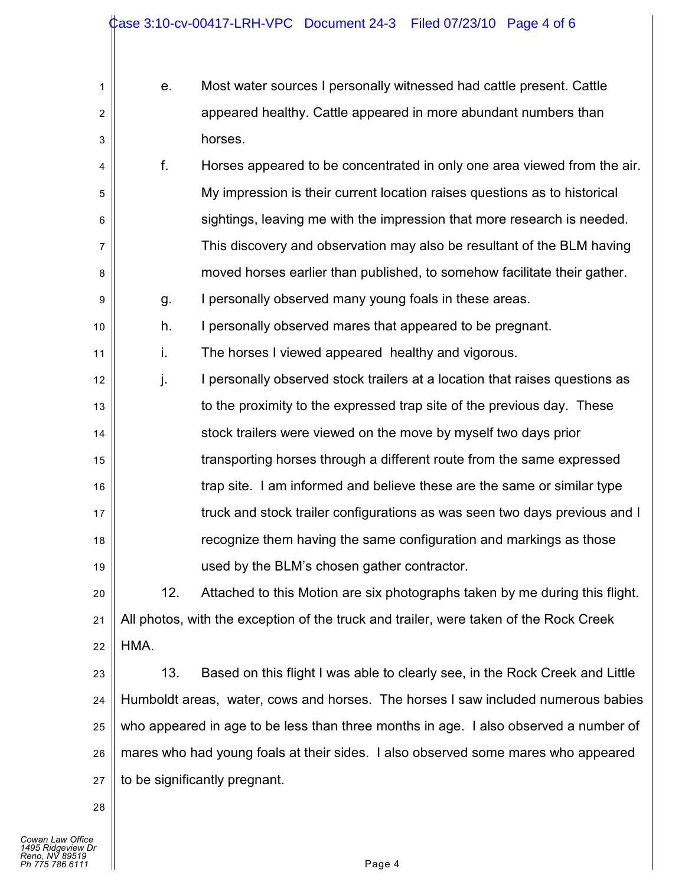e. Most water sources I personally witnessed had cattle present. Cattle appeared healthy. Cattle appeared in more abundant numbers than horses.

f. Horses appeared to be concentrated in only one area viewed from the air. My impression is their current location raises questions as to historical sightings, leaving me with the impression that more research is needed. This discovery and observation may also be resultant of the BLM having moved horses earlier than published, to somehow facilitate their gather.

g. I personally observed many young foals in these areas.

h. I personally observed mares that appeared to be pregnant.

i. The horses I viewed appeared healthy and vigorous.

j. I personally observed stock trailers at a location that raises questions as to the proximity to the expressed trap site of the previous day. These stock trailers were viewed on the move by myself two days prior transporting horses through a different route from the same expressed trap site. I am informed and believe these are the same or similar type truck and stock trailer configurations as was seen two days previous and I recognize them having the same configuration and markings as those used by the BLM's chosen gather contractor.

12. Attached to this Motion are six photographs taken by me during this flight. All photos, with the exception of the truck and trailer, were taken of the Rock Creek HMA.

13. Based on this flight I was able to clearly see, in the Rock Creek and Little Humboldt areas, water, cows and horses. The horses I saw included numerous babies who appeared in age to be less than three months in age. I also observed a number of mares who had young foals at their sides. I also observed some mares who appeared to be significantly pregnant.

*Cowan Law Office*
*1495 Ridgeview Dr*
*Reno, NV 89519*
*Ph 775 786 6111*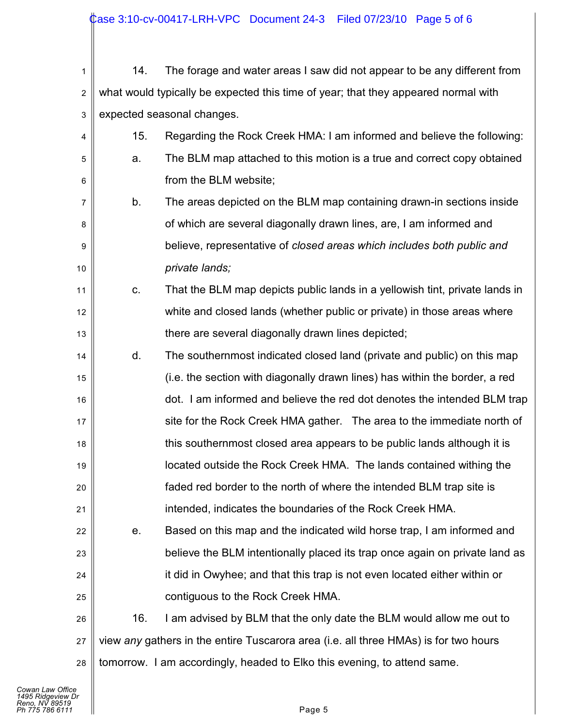14. The forage and water areas I saw did not appear to be any different from what would typically be expected this time of year; that they appeared normal with expected seasonal changes.

15. Regarding the Rock Creek HMA: I am informed and believe the following:

a. The BLM map attached to this motion is a true and correct copy obtained from the BLM website;

b. The areas depicted on the BLM map containing drawn-in sections inside of which are several diagonally drawn lines, are, I am informed and believe, representative of *closed areas which includes both public and private lands;*

c. That the BLM map depicts public lands in a yellowish tint, private lands in white and closed lands (whether public or private) in those areas where there are several diagonally drawn lines depicted;

d. The southernmost indicated closed land (private and public) on this map (i.e. the section with diagonally drawn lines) has within the border, a red dot. I am informed and believe the red dot denotes the intended BLM trap site for the Rock Creek HMA gather. The area to the immediate north of this southernmost closed area appears to be public lands although it is located outside the Rock Creek HMA. The lands contained withing the faded red border to the north of where the intended BLM trap site is intended, indicates the boundaries of the Rock Creek HMA.

e. Based on this map and the indicated wild horse trap, I am informed and believe the BLM intentionally placed its trap once again on private land as it did in Owyhee; and that this trap is not even located either within or contiguous to the Rock Creek HMA.

16. I am advised by BLM that the only date the BLM would allow me out to view *any* gathers in the entire Tuscarora area (i.e. all three HMAs) is for two hours tomorrow. I am accordingly, headed to Elko this evening, to attend same.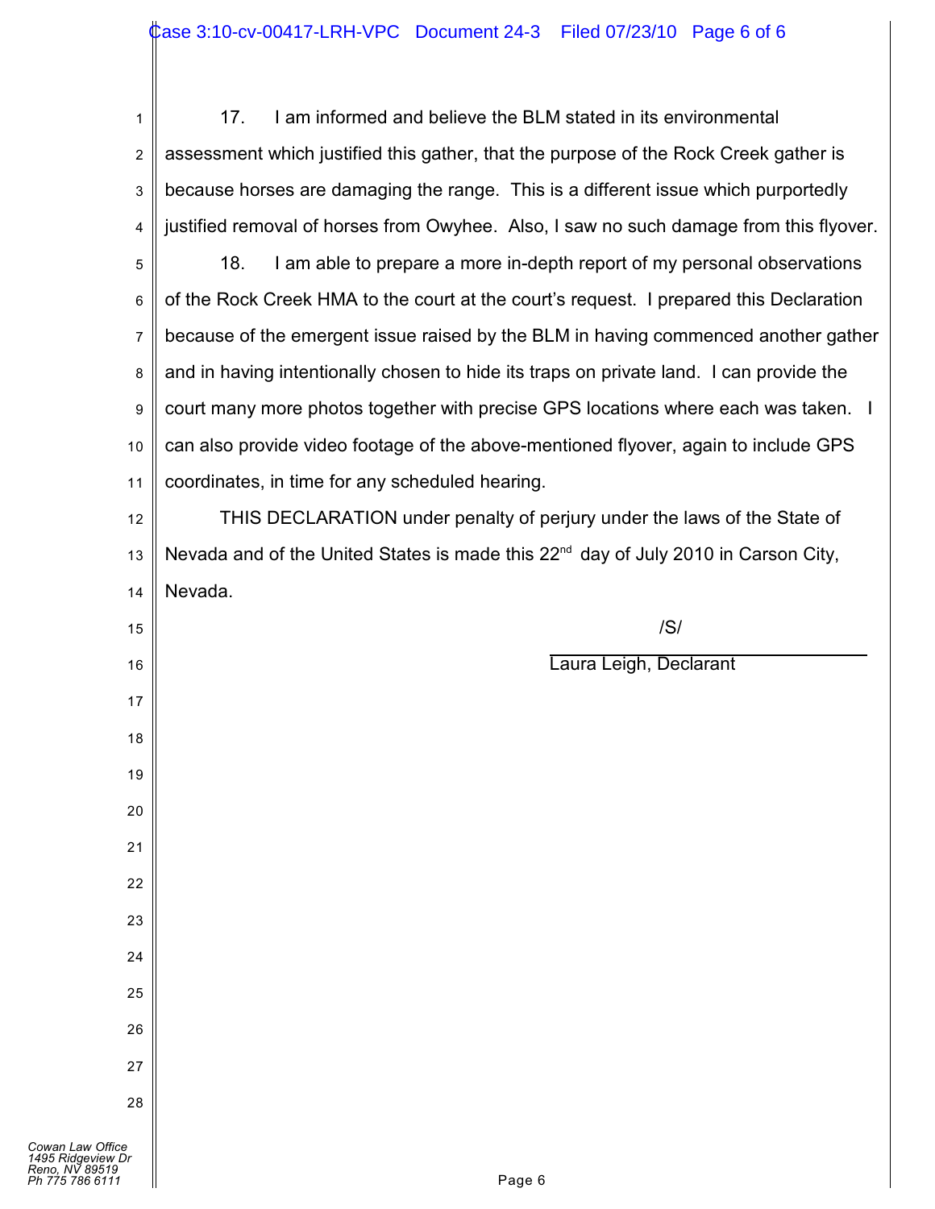17. I am informed and believe the BLM stated in its environmental assessment which justified this gather, that the purpose of the Rock Creek gather is because horses are damaging the range. This is a different issue which purportedly justified removal of horses from Owyhee. Also, I saw no such damage from this flyover.

18. I am able to prepare a more in-depth report of my personal observations of the Rock Creek HMA to the court at the court's request. I prepared this Declaration because of the emergent issue raised by the BLM in having commenced another gather and in having intentionally chosen to hide its traps on private land. I can provide the court many more photos together with precise GPS locations where each was taken. I can also provide video footage of the above-mentioned flyover, again to include GPS coordinates, in time for any scheduled hearing.

THIS DECLARATION under penalty of perjury under the laws of the State of Nevada and of the United States is made this 22nd day of July 2010 in Carson City, Nevada.

/S/

Laura Leigh, Declarant

*Cowan Law Office*
*1495 Ridgeview Dr*
*Reno, NV 89519*
*Ph 775 786 6111*